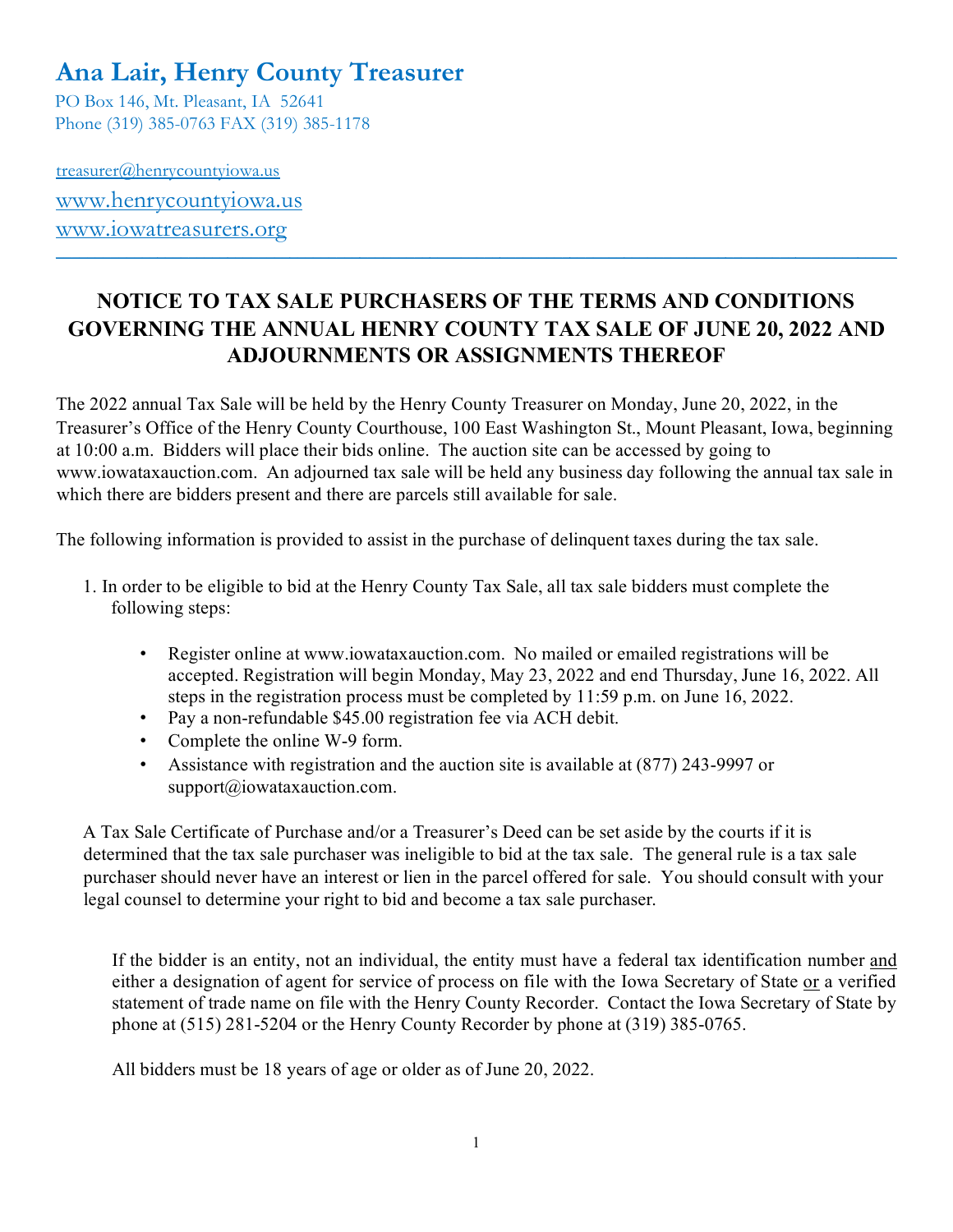# Ana Lair, Henry County Treasurer

PO Box 146, Mt. Pleasant, IA 52641
Phone (319) 385-0763 FAX (319) 385-1178

treasurer@henrycountyiowa.us
www.henrycountyiowa.us
www.iowatreasurers.org

---

## NOTICE TO TAX SALE PURCHASERS OF THE TERMS AND CONDITIONS GOVERNING THE ANNUAL HENRY COUNTY TAX SALE OF JUNE 20, 2022 AND ADJOURNMENTS OR ASSIGNMENTS THEREOF

The 2022 annual Tax Sale will be held by the Henry County Treasurer on Monday, June 20, 2022, in the Treasurer's Office of the Henry County Courthouse, 100 East Washington St., Mount Pleasant, Iowa, beginning at 10:00 a.m. Bidders will place their bids online. The auction site can be accessed by going to www.iowataxauction.com. An adjourned tax sale will be held any business day following the annual tax sale in which there are bidders present and there are parcels still available for sale.

The following information is provided to assist in the purchase of delinquent taxes during the tax sale.

1. In order to be eligible to bid at the Henry County Tax Sale, all tax sale bidders must complete the following steps:

   - Register online at www.iowataxauction.com. No mailed or emailed registrations will be accepted. Registration will begin Monday, May 23, 2022 and end Thursday, June 16, 2022. All steps in the registration process must be completed by 11:59 p.m. on June 16, 2022.
   - Pay a non-refundable $45.00 registration fee via ACH debit.
   - Complete the online W-9 form.
   - Assistance with registration and the auction site is available at (877) 243-9997 or support@iowataxauction.com.

   A Tax Sale Certificate of Purchase and/or a Treasurer's Deed can be set aside by the courts if it is determined that the tax sale purchaser was ineligible to bid at the tax sale. The general rule is a tax sale purchaser should never have an interest or lien in the parcel offered for sale. You should consult with your legal counsel to determine your right to bid and become a tax sale purchaser.

   If the bidder is an entity, not an individual, the entity must have a federal tax identification number and either a designation of agent for service of process on file with the Iowa Secretary of State or a verified statement of trade name on file with the Henry County Recorder. Contact the Iowa Secretary of State by phone at (515) 281-5204 or the Henry County Recorder by phone at (319) 385-0765.

   All bidders must be 18 years of age or older as of June 20, 2022.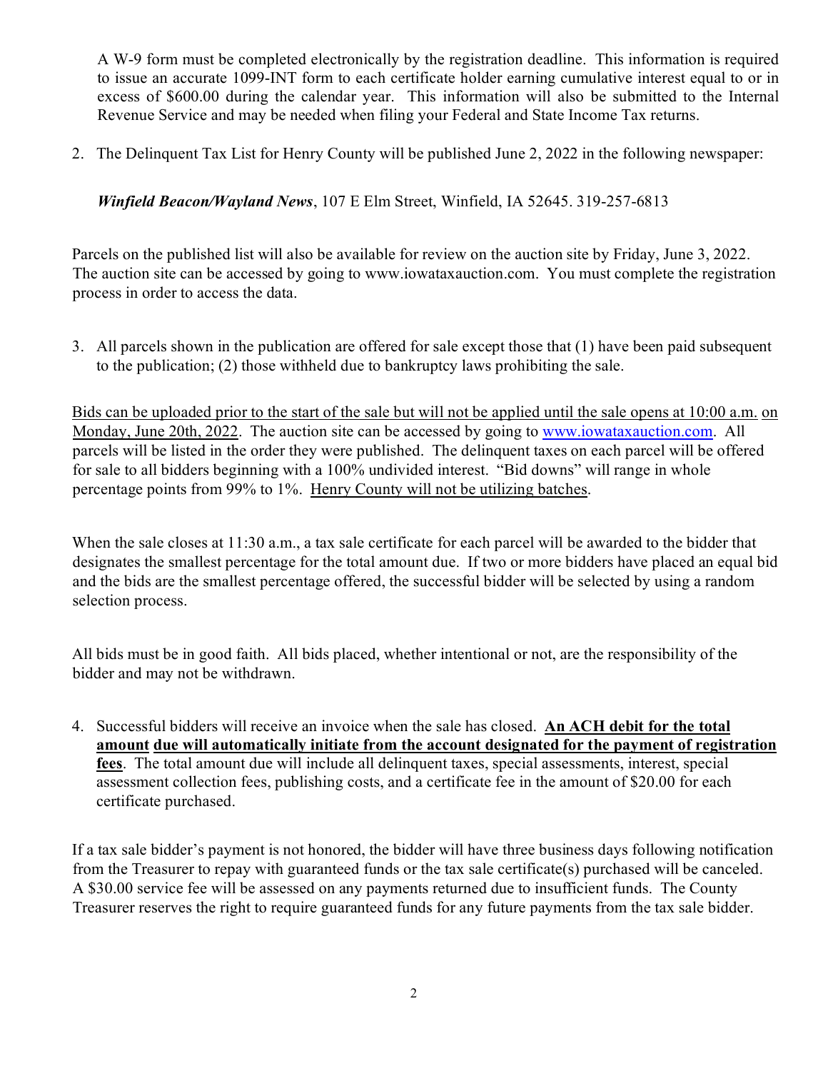A W-9 form must be completed electronically by the registration deadline. This information is required to issue an accurate 1099-INT form to each certificate holder earning cumulative interest equal to or in excess of $600.00 during the calendar year. This information will also be submitted to the Internal Revenue Service and may be needed when filing your Federal and State Income Tax returns.

2. The Delinquent Tax List for Henry County will be published June 2, 2022 in the following newspaper:

   ***Winfield Beacon/Wayland News***, 107 E Elm Street, Winfield, IA 52645. 319-257-6813

Parcels on the published list will also be available for review on the auction site by Friday, June 3, 2022. The auction site can be accessed by going to www.iowataxauction.com. You must complete the registration process in order to access the data.

3. All parcels shown in the publication are offered for sale except those that (1) have been paid subsequent to the publication; (2) those withheld due to bankruptcy laws prohibiting the sale.

Bids can be uploaded prior to the start of the sale but will not be applied until the sale opens at 10:00 a.m. on Monday, June 20th, 2022. The auction site can be accessed by going to www.iowataxauction.com. All parcels will be listed in the order they were published. The delinquent taxes on each parcel will be offered for sale to all bidders beginning with a 100% undivided interest. "Bid downs" will range in whole percentage points from 99% to 1%. Henry County will not be utilizing batches.

When the sale closes at 11:30 a.m., a tax sale certificate for each parcel will be awarded to the bidder that designates the smallest percentage for the total amount due. If two or more bidders have placed an equal bid and the bids are the smallest percentage offered, the successful bidder will be selected by using a random selection process.

All bids must be in good faith. All bids placed, whether intentional or not, are the responsibility of the bidder and may not be withdrawn.

4. Successful bidders will receive an invoice when the sale has closed. **An ACH debit for the total amount due will automatically initiate from the account designated for the payment of registration fees**. The total amount due will include all delinquent taxes, special assessments, interest, special assessment collection fees, publishing costs, and a certificate fee in the amount of $20.00 for each certificate purchased.

If a tax sale bidder's payment is not honored, the bidder will have three business days following notification from the Treasurer to repay with guaranteed funds or the tax sale certificate(s) purchased will be canceled. A $30.00 service fee will be assessed on any payments returned due to insufficient funds. The County Treasurer reserves the right to require guaranteed funds for any future payments from the tax sale bidder.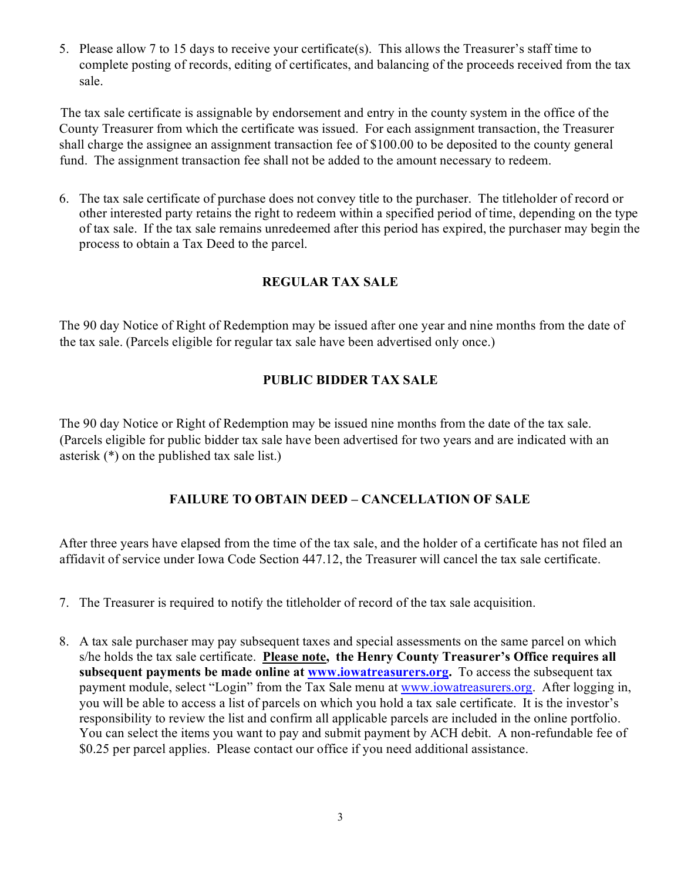5. Please allow 7 to 15 days to receive your certificate(s). This allows the Treasurer's staff time to complete posting of records, editing of certificates, and balancing of the proceeds received from the tax sale.

The tax sale certificate is assignable by endorsement and entry in the county system in the office of the County Treasurer from which the certificate was issued. For each assignment transaction, the Treasurer shall charge the assignee an assignment transaction fee of $100.00 to be deposited to the county general fund. The assignment transaction fee shall not be added to the amount necessary to redeem.

6. The tax sale certificate of purchase does not convey title to the purchaser. The titleholder of record or other interested party retains the right to redeem within a specified period of time, depending on the type of tax sale. If the tax sale remains unredeemed after this period has expired, the purchaser may begin the process to obtain a Tax Deed to the parcel.

## REGULAR TAX SALE

The 90 day Notice of Right of Redemption may be issued after one year and nine months from the date of the tax sale. (Parcels eligible for regular tax sale have been advertised only once.)

## PUBLIC BIDDER TAX SALE

The 90 day Notice or Right of Redemption may be issued nine months from the date of the tax sale. (Parcels eligible for public bidder tax sale have been advertised for two years and are indicated with an asterisk (*) on the published tax sale list.)

## FAILURE TO OBTAIN DEED – CANCELLATION OF SALE

After three years have elapsed from the time of the tax sale, and the holder of a certificate has not filed an affidavit of service under Iowa Code Section 447.12, the Treasurer will cancel the tax sale certificate.

7. The Treasurer is required to notify the titleholder of record of the tax sale acquisition.

8. A tax sale purchaser may pay subsequent taxes and special assessments on the same parcel on which s/he holds the tax sale certificate. **Please note, the Henry County Treasurer's Office requires all subsequent payments be made online at [www.iowatreasurers.org](www.iowatreasurers.org).** To access the subsequent tax payment module, select "Login" from the Tax Sale menu at [www.iowatreasurers.org](www.iowatreasurers.org). After logging in, you will be able to access a list of parcels on which you hold a tax sale certificate. It is the investor's responsibility to review the list and confirm all applicable parcels are included in the online portfolio. You can select the items you want to pay and submit payment by ACH debit. A non-refundable fee of $0.25 per parcel applies. Please contact our office if you need additional assistance.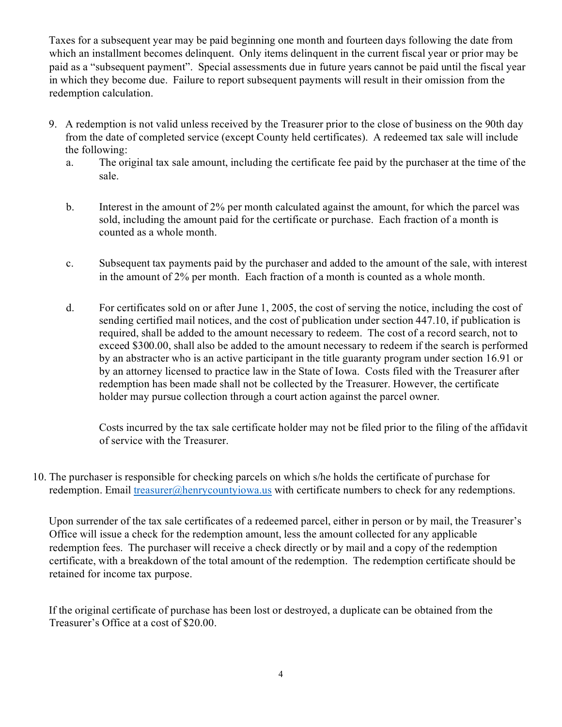Taxes for a subsequent year may be paid beginning one month and fourteen days following the date from which an installment becomes delinquent. Only items delinquent in the current fiscal year or prior may be paid as a "subsequent payment". Special assessments due in future years cannot be paid until the fiscal year in which they become due. Failure to report subsequent payments will result in their omission from the redemption calculation.

9. A redemption is not valid unless received by the Treasurer prior to the close of business on the 90th day from the date of completed service (except County held certificates). A redeemed tax sale will include the following:
   a. The original tax sale amount, including the certificate fee paid by the purchaser at the time of the sale.

   b. Interest in the amount of 2% per month calculated against the amount, for which the parcel was sold, including the amount paid for the certificate or purchase. Each fraction of a month is counted as a whole month.

   c. Subsequent tax payments paid by the purchaser and added to the amount of the sale, with interest in the amount of 2% per month. Each fraction of a month is counted as a whole month.

   d. For certificates sold on or after June 1, 2005, the cost of serving the notice, including the cost of sending certified mail notices, and the cost of publication under section 447.10, if publication is required, shall be added to the amount necessary to redeem. The cost of a record search, not to exceed $300.00, shall also be added to the amount necessary to redeem if the search is performed by an abstracter who is an active participant in the title guaranty program under section 16.91 or by an attorney licensed to practice law in the State of Iowa. Costs filed with the Treasurer after redemption has been made shall not be collected by the Treasurer. However, the certificate holder may pursue collection through a court action against the parcel owner.

      Costs incurred by the tax sale certificate holder may not be filed prior to the filing of the affidavit of service with the Treasurer.

10. The purchaser is responsible for checking parcels on which s/he holds the certificate of purchase for redemption. Email treasurer@henrycountyiowa.us with certificate numbers to check for any redemptions.

    Upon surrender of the tax sale certificates of a redeemed parcel, either in person or by mail, the Treasurer's Office will issue a check for the redemption amount, less the amount collected for any applicable redemption fees. The purchaser will receive a check directly or by mail and a copy of the redemption certificate, with a breakdown of the total amount of the redemption. The redemption certificate should be retained for income tax purpose.

    If the original certificate of purchase has been lost or destroyed, a duplicate can be obtained from the Treasurer's Office at a cost of $20.00.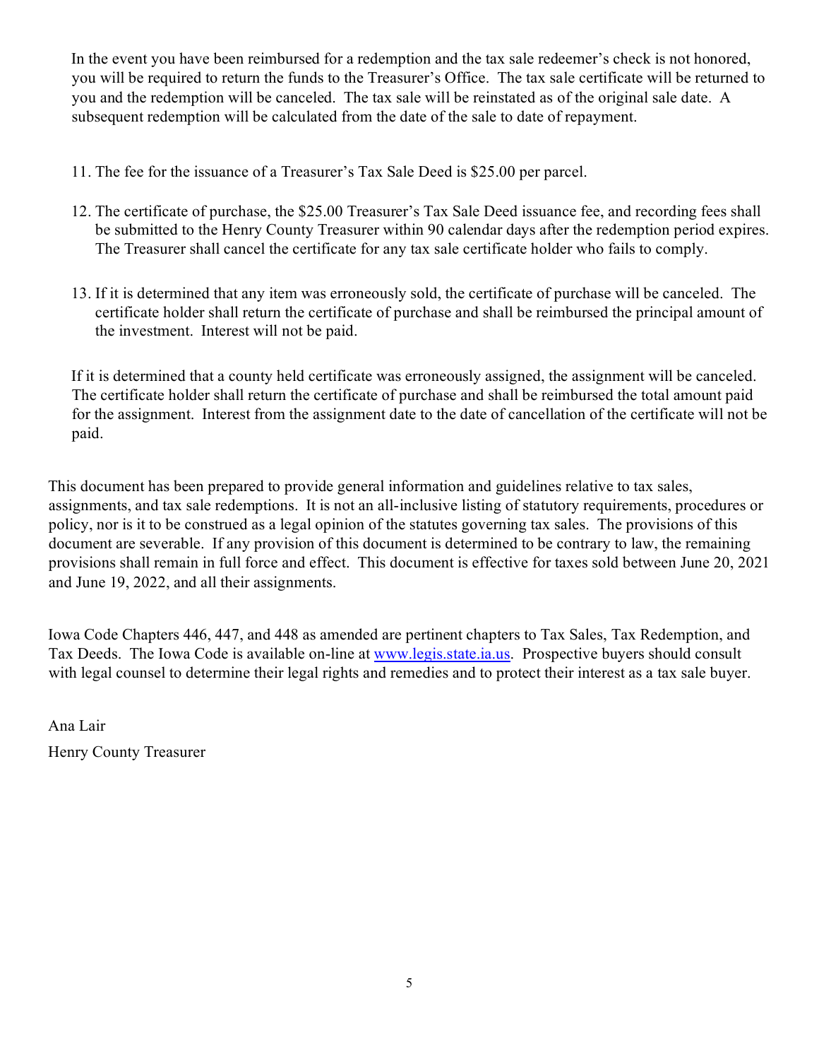In the event you have been reimbursed for a redemption and the tax sale redeemer's check is not honored, you will be required to return the funds to the Treasurer's Office. The tax sale certificate will be returned to you and the redemption will be canceled. The tax sale will be reinstated as of the original sale date. A subsequent redemption will be calculated from the date of the sale to date of repayment.

11. The fee for the issuance of a Treasurer's Tax Sale Deed is $25.00 per parcel.

12. The certificate of purchase, the $25.00 Treasurer's Tax Sale Deed issuance fee, and recording fees shall be submitted to the Henry County Treasurer within 90 calendar days after the redemption period expires. The Treasurer shall cancel the certificate for any tax sale certificate holder who fails to comply.

13. If it is determined that any item was erroneously sold, the certificate of purchase will be canceled. The certificate holder shall return the certificate of purchase and shall be reimbursed the principal amount of the investment. Interest will not be paid.

If it is determined that a county held certificate was erroneously assigned, the assignment will be canceled. The certificate holder shall return the certificate of purchase and shall be reimbursed the total amount paid for the assignment. Interest from the assignment date to the date of cancellation of the certificate will not be paid.

This document has been prepared to provide general information and guidelines relative to tax sales, assignments, and tax sale redemptions. It is not an all-inclusive listing of statutory requirements, procedures or policy, nor is it to be construed as a legal opinion of the statutes governing tax sales. The provisions of this document are severable. If any provision of this document is determined to be contrary to law, the remaining provisions shall remain in full force and effect. This document is effective for taxes sold between June 20, 2021 and June 19, 2022, and all their assignments.

Iowa Code Chapters 446, 447, and 448 as amended are pertinent chapters to Tax Sales, Tax Redemption, and Tax Deeds. The Iowa Code is available on-line at [www.legis.state.ia.us](http://www.legis.state.ia.us). Prospective buyers should consult with legal counsel to determine their legal rights and remedies and to protect their interest as a tax sale buyer.

Ana Lair

Henry County Treasurer